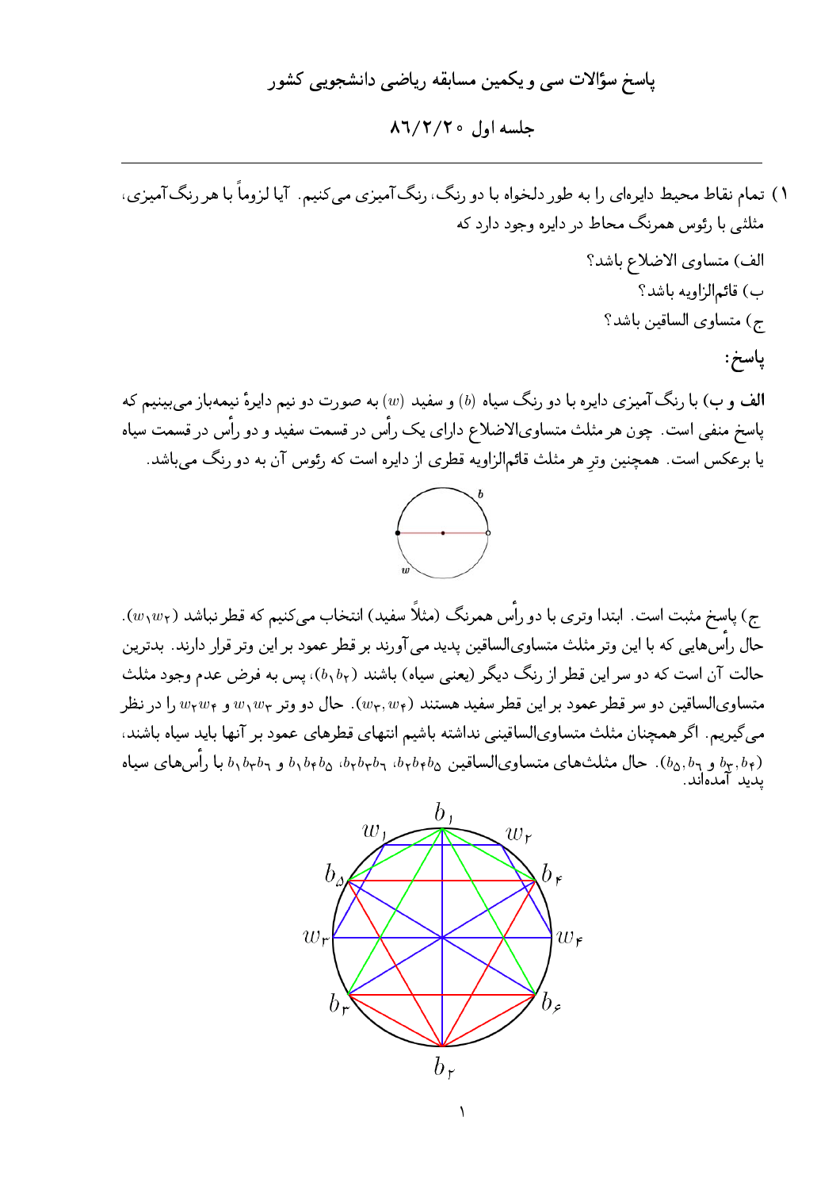## پاسخ سؤالات سی و یکمین مسابقه ریاضی دانشجویی کشور

### جلسه اول ۸۶/۲/۲۰

۱) تمام نقاط محیط دایره‌ای را به طور دلخواه با دو رنگ، رنگ‌آمیزی می‌کنیم. آیا لزوماً با هر رنگ‌آمیزی، مثلثی با رئوس همرنگ محاط در دایره وجود دارد که

الف) متساوی الاضلاع باشد؟

ب) قائم‌الزاویه باشد؟

ج) متساوی الساقین باشد؟

**پاسخ:**

**الف و ب)** با رنگ آمیزی دایره با دو رنگ سیاه $(b)$ و سفید $(w)$ به صورت دو نیم دایرهٔ نیمه‌باز می‌بینیم که پاسخ منفی است. چون هر مثلث متساوی‌الاضلاع دارای یک رأس در قسمت سفید و دو رأس در قسمت سیاه یا برعکس است. همچنین وترِ هر مثلث قائم‌الزاویه قطری از دایره است که رئوس آن به دو رنگ می‌باشد.

ج) پاسخ مثبت است. ابتدا وتری با دو رأس همرنگ (مثلاً سفید) انتخاب می‌کنیم که قطر نباشد $(w_1w_2)$. حال رأس‌هایی که با این وتر مثلث متساوی‌الساقین پدید می‌آورند بر قطر عمود بر این وتر قرار دارند. بدترین حالت آن است که دو سر این قطر از رنگ دیگر (یعنی سیاه) باشند $(b_1b_2)$، پس به فرض عدم وجود مثلث متساوی‌الساقین دو سر قطر عمود بر این قطر سفید هستند $(w_3, w_4)$. حال دو وتر $w_1w_3$ و $w_2w_4$ را در نظر می‌گیریم. اگر همچنان مثلث متساوی‌الساقینی نداشته باشیم انتهای قطرهای عمود بر آنها باید سیاه باشند، ($b_5, b_6$ و $b_3, b_4$). حال مثلث‌های متساوی‌الساقین $b_2b_4b_5$، $b_2b_3b_6$، $b_1b_4b_5$ و $b_1b_3b_6$ با رأس‌های سیاه پدید آمده‌اند.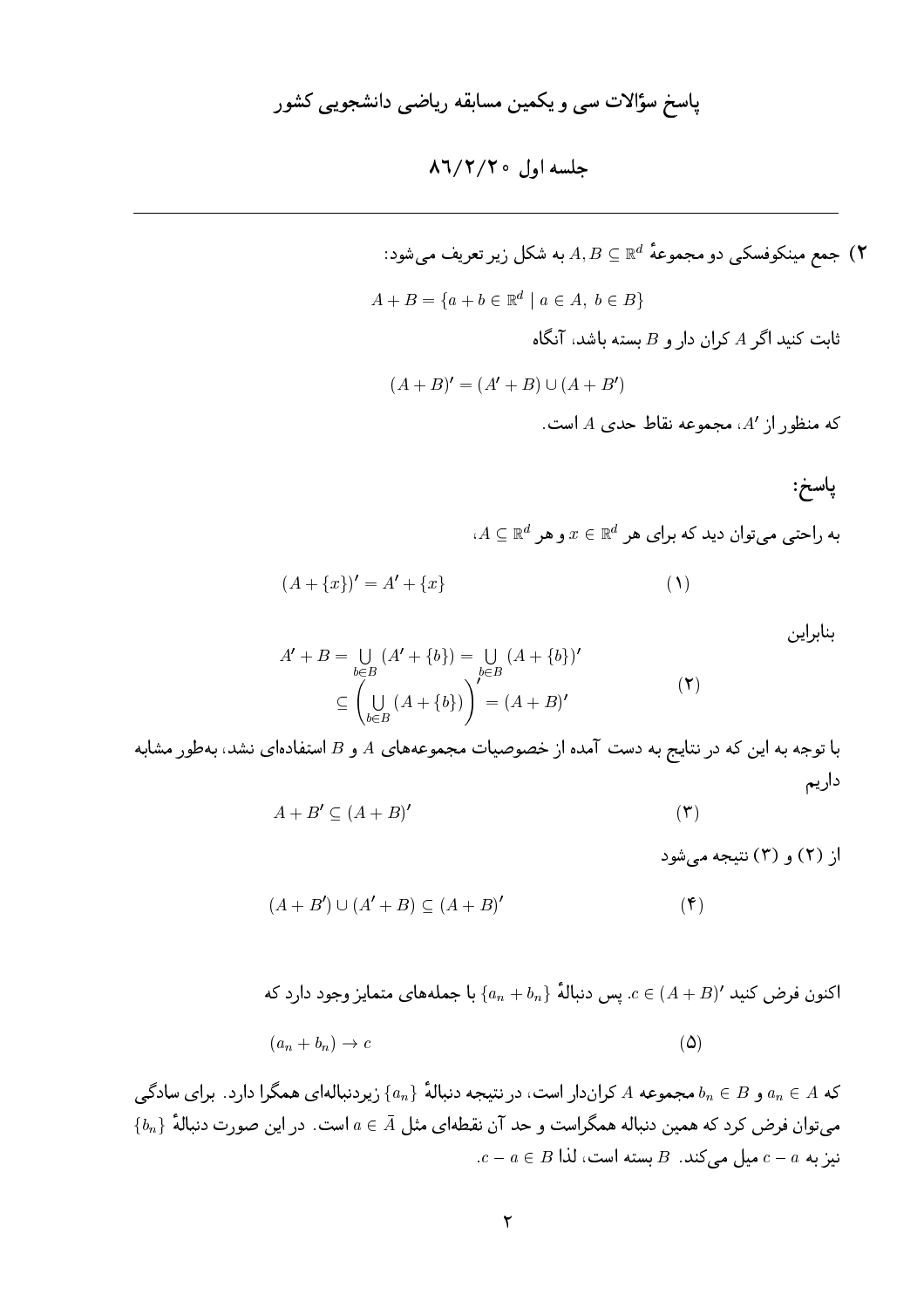# پاسخ سؤالات سی و یکمین مسابقه ریاضی دانشجویی کشور

## جلسه اول ۸۶/۲/۲۰

---

**۲)** جمع مینکوفسکی دو مجموعهٔ $A, B \subseteq \mathbb{R}^d$ به شکل زیر تعریف می‌شود:

$$A + B = \{a + b \in \mathbb{R}^d \mid a \in A,\ b \in B\}$$

ثابت کنید اگر $A$ کران دار و $B$ بسته باشد، آنگاه

$$(A + B)' = (A' + B) \cup (A + B')$$

که منظور از $A'$، مجموعه نقاط حدی $A$ است.

**پاسخ:**

به راحتی می‌توان دید که برای هر $x \in \mathbb{R}^d$ و هر $A \subseteq \mathbb{R}^d$،

$$(A + \{x\})' = A' + \{x\} \qquad (۱)$$

بنابراین

$$\begin{aligned} A' + B &= \bigcup_{b \in B} (A' + \{b\}) = \bigcup_{b \in B} (A + \{b\})' \\ &\subseteq \left( \bigcup_{b \in B} (A + \{b\}) \right)' = (A + B)' \end{aligned} \qquad (۲)$$

با توجه به این که در نتایج به دست آمده از خصوصیات مجموعه‌های $A$ و $B$ استفاده‌ای نشد، به‌طور مشابه داریم

$$A + B' \subseteq (A + B)' \qquad (۳)$$

از (۲) و (۳) نتیجه می‌شود

$$(A + B') \cup (A' + B) \subseteq (A + B)' \qquad (۴)$$

اکنون فرض کنید $c \in (A + B)'$. پس دنبالهٔ $\{a_n + b_n\}$ با جمله‌های متمایز وجود دارد که

$$(a_n + b_n) \to c \qquad (۵)$$

که $a_n \in A$ و $b_n \in B$ مجموعه $A$ کران‌دار است، در نتیجه دنبالهٔ $\{a_n\}$ زیردنباله‌ای همگرا دارد. برای سادگی می‌توان فرض کرد که همین دنباله همگراست و حد آن نقطه‌ای مثل $a \in \bar{A}$ است. در این صورت دنبالهٔ $\{b_n\}$ نیز به $c - a$ میل می‌کند. $B$ بسته است، لذا $c - a \in B$.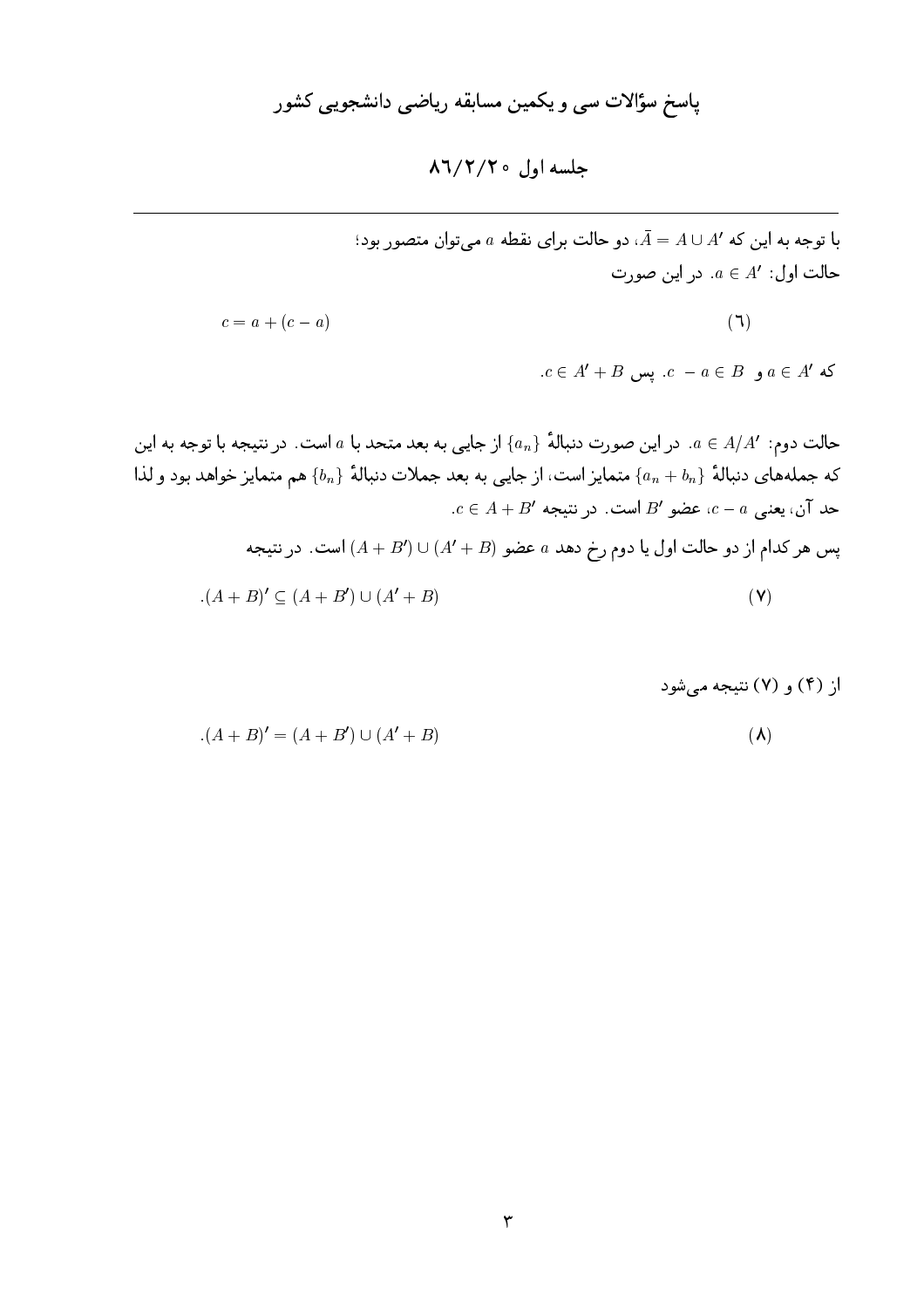# پاسخ سؤالات سی و یکمین مسابقه ریاضی دانشجویی کشور

## جلسه اول ۸۶/۲/۲۰

---

با توجه به این که $\bar{A} = A \cup A'$، دو حالت برای نقطه $a$ می‌توان متصور بود؛

حالت اول: $a \in A'$. در این صورت

$$c = a + (c - a) \qquad (۶)$$

که $a \in A'$ و $c - a \in B$. پس $c \in A' + B$.

حالت دوم: $a \in A/A'$. در این صورت دنبالهٔ $\{a_n\}$ از جایی به بعد متحد با $a$ است. در نتیجه با توجه به این که جمله‌های دنبالهٔ $\{a_n + b_n\}$ متمایز است، از جایی به بعد جملات دنبالهٔ $\{b_n\}$ هم متمایز خواهد بود و لذا حد آن، یعنی $c - a$، عضو $B'$ است. در نتیجه $c \in A + B'$.

پس هر کدام از دو حالت اول یا دوم رخ دهد $a$ عضو $(A + B') \cup (A' + B)$ است. در نتیجه

$$(A + B)' \subseteq (A + B') \cup (A' + B). \qquad (۷)$$

از (۴) و (۷) نتیجه می‌شود

$$(A + B)' = (A + B') \cup (A' + B). \qquad (۸)$$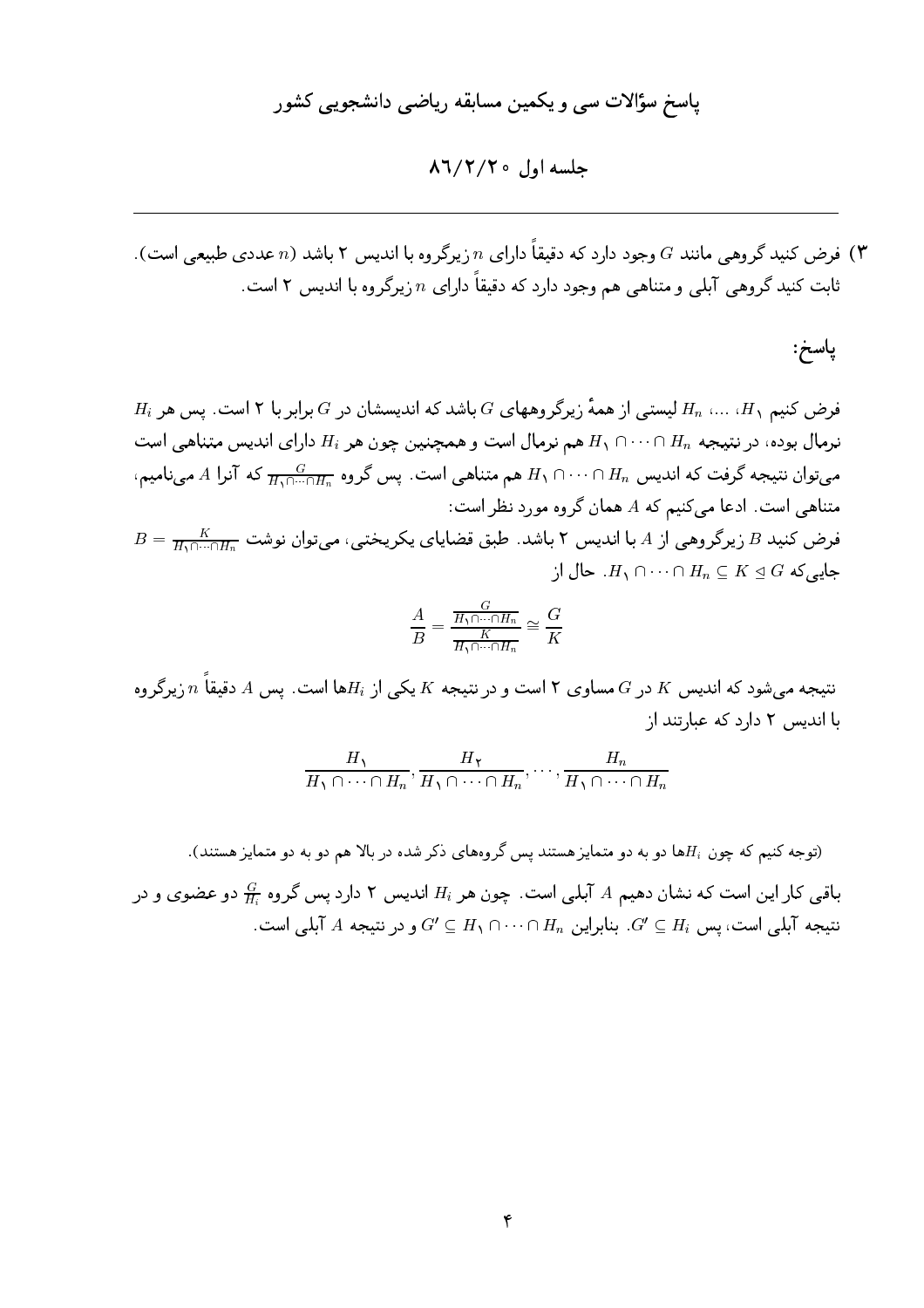# پاسخ سؤالات سی و یکمین مسابقه ریاضی دانشجویی کشور

## جلسه اول ۸۶/۲/۲۰

---

۳) فرض کنید گروهی مانند $G$ وجود دارد که دقیقاً دارای $n$ زیرگروه با اندیس ۲ باشد ($n$ عددی طبیعی است). ثابت کنید گروهی آبلی و متناهی هم وجود دارد که دقیقاً دارای $n$ زیرگروه با اندیس ۲ است.

### پاسخ:

فرض کنیم $H_1$، ...، $H_n$ لیستی از همهٔ زیرگروههای $G$ باشد که اندیسشان در $G$ برابر با ۲ است. پس هر $H_i$ نرمال بوده، در نتیجه $H_1 \cap \cdots \cap H_n$ هم نرمال است و همچنین چون هر $H_i$ دارای اندیس متناهی است می‌توان نتیجه گرفت که اندیس $H_1 \cap \cdots \cap H_n$ هم متناهی است. پس گروه $\frac{G}{H_1 \cap \cdots \cap H_n}$ که آنرا $A$ می‌نامیم، متناهی است. ادعا می‌کنیم که $A$ همان گروه مورد نظر است:

فرض کنید $B$ زیرگروهی از $A$ با اندیس ۲ باشد. طبق قضایای یکریختی، می‌توان نوشت $B = \frac{K}{H_1 \cap \cdots \cap H_n}$ جایی‌که $H_1 \cap \cdots \cap H_n \subseteq K \trianglelefteq G$. حال از

$$\frac{A}{B} = \frac{\frac{G}{H_1 \cap \cdots \cap H_n}}{\frac{K}{H_1 \cap \cdots \cap H_n}} \cong \frac{G}{K}$$

نتیجه می‌شود که اندیس $K$ در $G$ مساوی ۲ است و در نتیجه $K$ یکی از $H_i$ها است. پس $A$ دقیقاً $n$ زیرگروه با اندیس ۲ دارد که عبارتند از

$$\frac{H_1}{H_1 \cap \cdots \cap H_n}, \frac{H_2}{H_1 \cap \cdots \cap H_n}, \ldots, \frac{H_n}{H_1 \cap \cdots \cap H_n}$$

(توجه کنیم که چون $H_i$ها دو به دو متمایز هستند پس گروه‌های ذکر شده در بالا هم دو به دو متمایز هستند).

باقی کار این است که نشان دهیم $A$ آبلی است. چون هر $H_i$ اندیس ۲ دارد پس گروه $\frac{G}{H_i}$ دو عضوی و در نتیجه آبلی است، پس $G' \subseteq H_i$. بنابراین $G' \subseteq H_1 \cap \cdots \cap H_n$ و در نتیجه $A$ آبلی است.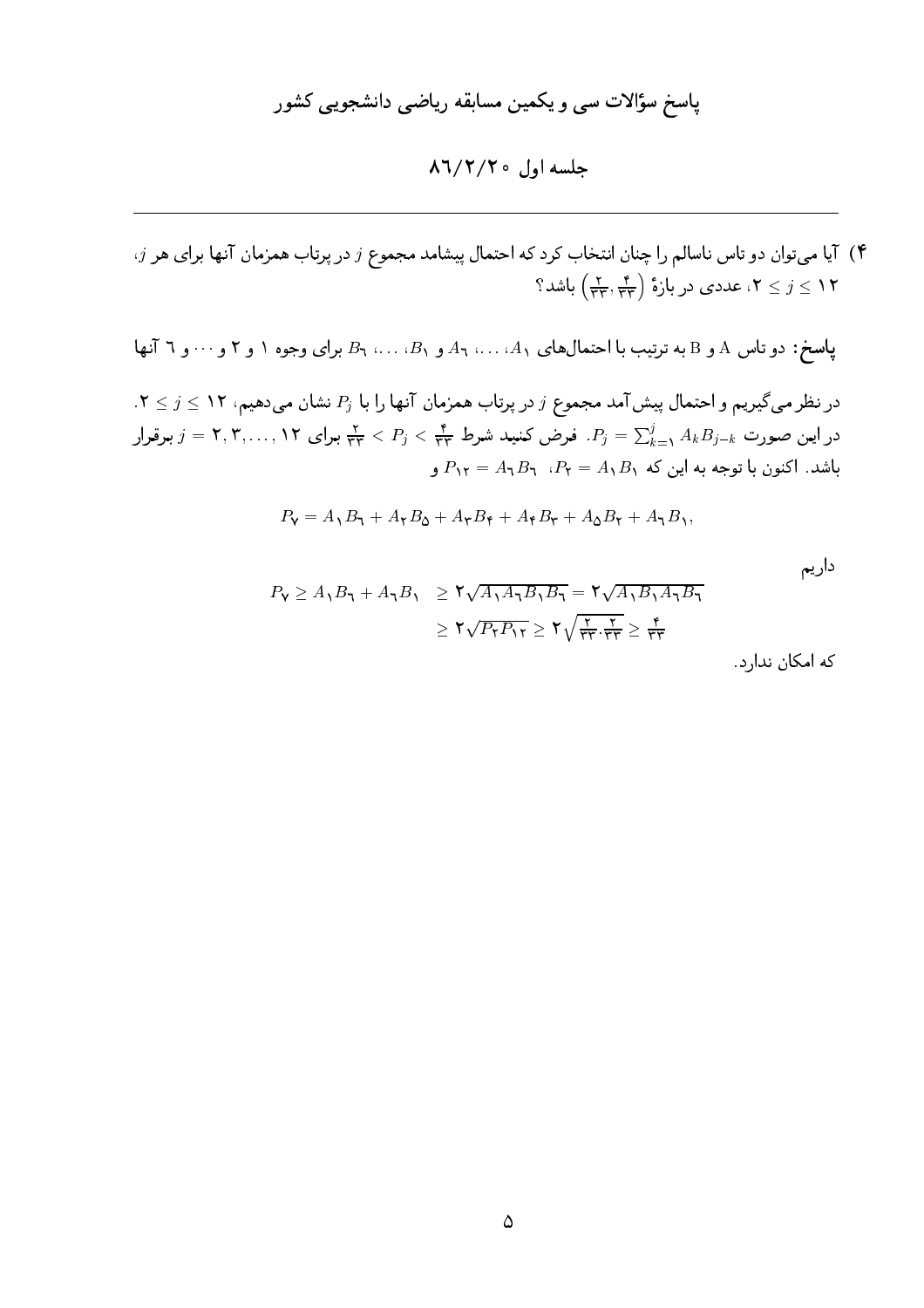## پاسخ سؤالات سی و یکمین مسابقه ریاضی دانشجویی کشور

### جلسه اول ۸۶/۲/۲۰

---

**۴)** آیا می‌توان دو تاس ناسالم را چنان انتخاب کرد که احتمال پیشامد مجموع $j$ در پرتاب همزمان آنها برای هر $j$، $2 \leq j \leq 12$، عددی در بازهٔ $\left(\frac{2}{33}, \frac{4}{33}\right)$ باشد؟

**پاسخ:** دو تاس A و B به ترتیب با احتمال‌های $A_1$، …، $A_6$ و $B_1$، …، $B_6$ برای وجوه ۱ و ۲ و ⋯ و ۶ آنها در نظر می‌گیریم و احتمال پیش‌آمد مجموع $j$ در پرتاب همزمان آنها را با $P_j$ نشان می‌دهیم، $2 \leq j \leq 12$. در این صورت $P_j = \sum_{k=1}^{j} A_k B_{j-k}$. فرض کنید شرط $\frac{2}{33} < P_j < \frac{4}{33}$ برای $j = 2, 3, \ldots, 12$ برقرار باشد. اکنون با توجه به این که $P_2 = A_1 B_1$، $P_{12} = A_6 B_6$ و

$$P_7 = A_1 B_6 + A_2 B_5 + A_3 B_4 + A_4 B_3 + A_5 B_2 + A_6 B_1,$$

داریم

$$\begin{aligned} P_7 \geq A_1 B_6 + A_6 B_1 &\geq 2\sqrt{A_1 A_6 B_1 B_6} = 2\sqrt{A_1 B_1 A_6 B_6} \\ &\geq 2\sqrt{P_2 P_{12}} \geq 2\sqrt{\tfrac{2}{33} \cdot \tfrac{2}{33}} \geq \tfrac{4}{33} \end{aligned}$$

که امکان ندارد.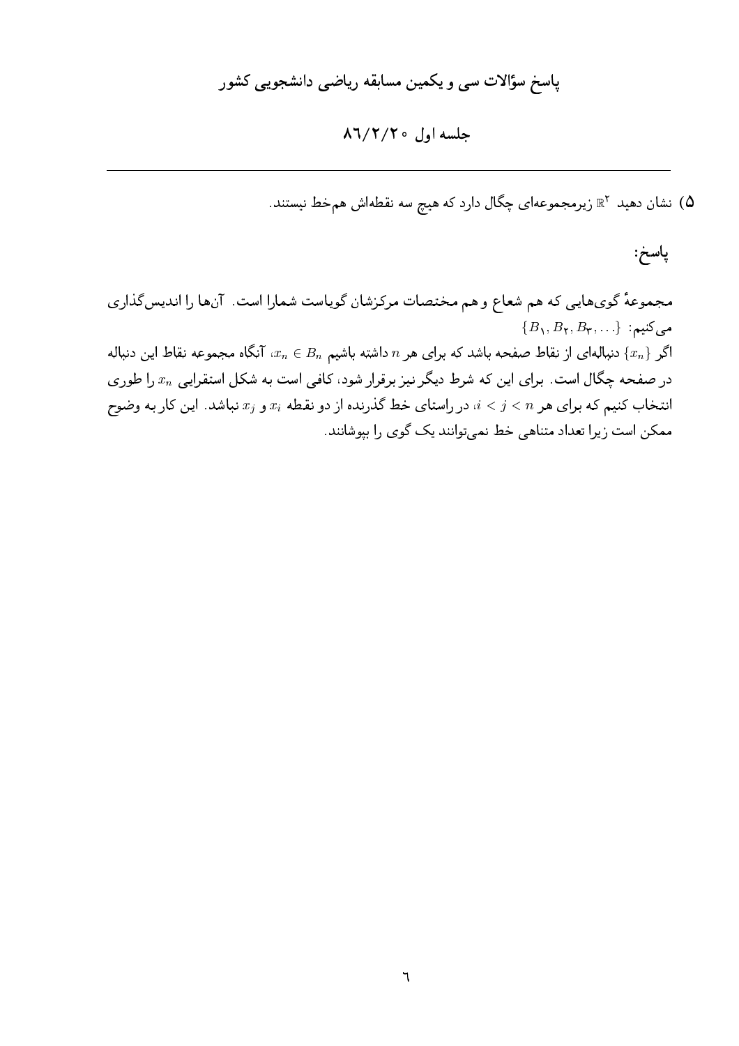# پاسخ سؤالات سی و یکمین مسابقه ریاضی دانشجویی کشور

## جلسه اول ۸۶/۲/۲۰

---

**۵)** نشان دهید $\mathbb{R}^2$ زیرمجموعه‌ای چگال دارد که هیچ سه نقطه‌اش هم‌خط نیستند.

**پاسخ:**

مجموعهٔ گوی‌هایی که هم شعاع و هم مختصات مرکزشان گویاست شمارا است. آن‌ها را اندیس‌گذاری می‌کنیم: $\{B_1, B_2, B_3, \ldots\}$.

اگر $\{x_n\}$ دنباله‌ای از نقاط صفحه باشد که برای هر $n$ داشته باشیم $x_n \in B_n$، آنگاه مجموعه نقاط این دنباله در صفحه چگال است. برای این که شرط دیگر نیز برقرار شود، کافی است به شکل استقرایی $x_n$ را طوری انتخاب کنیم که برای هر $i < j < n$، در راستای خط گذرنده از دو نقطه $x_i$ و $x_j$ نباشد. این کار به وضوح ممکن است زیرا تعداد متناهی خط نمی‌توانند یک گوی را بپوشانند.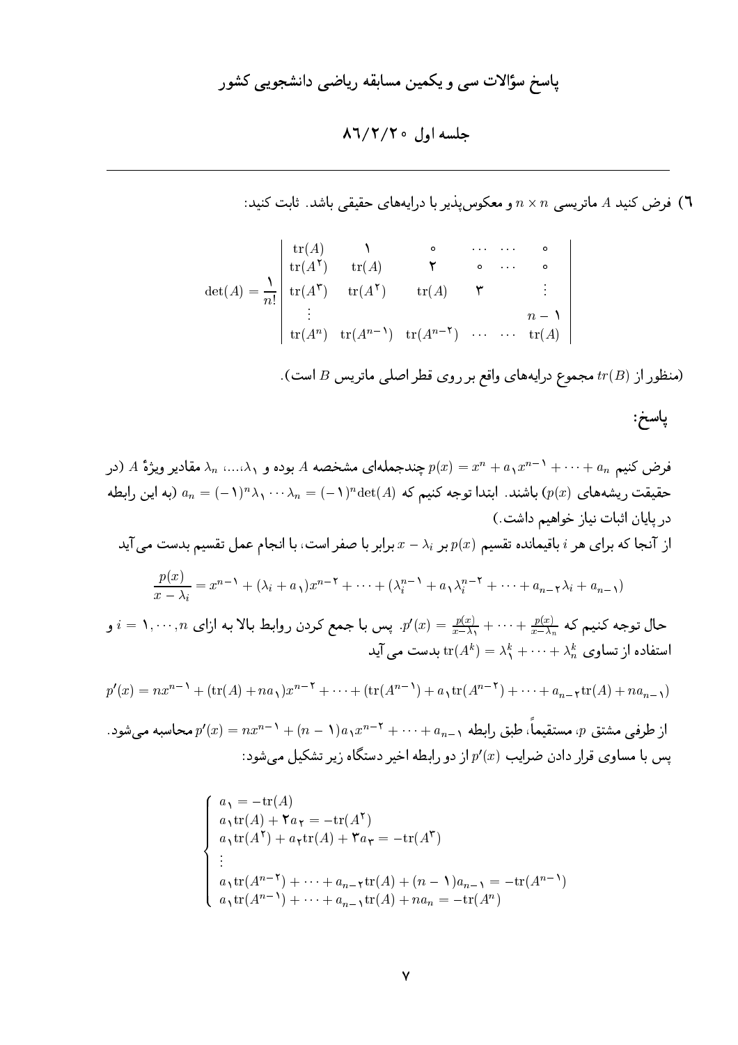# پاسخ سؤالات سی و یکمین مسابقه ریاضی دانشجویی کشور

## جلسه اول ۸۶/۲/۲۰

**۶)** فرض کنید $A$ ماتریسی $n \times n$ و معکوس‌پذیر با درایه‌های حقیقی باشد. ثابت کنید:

$$\det(A) = \frac{1}{n!}\begin{vmatrix} \operatorname{tr}(A) & 1 & 0 & \cdots & \cdots & 0 \\ \operatorname{tr}(A^2) & \operatorname{tr}(A) & 2 & 0 & \cdots & 0 \\ \operatorname{tr}(A^3) & \operatorname{tr}(A^2) & \operatorname{tr}(A) & 3 & & \vdots \\ \vdots & & & & & n-1 \\ \operatorname{tr}(A^n) & \operatorname{tr}(A^{n-1}) & \operatorname{tr}(A^{n-2}) & \cdots & \cdots & \operatorname{tr}(A) \end{vmatrix}$$

(منظور از $tr(B)$ مجموع درایه‌های واقع بر روی قطر اصلی ماتریس $B$ است).

### پاسخ:

فرض کنیم $p(x) = x^n + a_1 x^{n-1} + \cdots + a_n$ چندجمله‌ای مشخصه $A$ بوده و $\lambda_1, \ldots, \lambda_n$ مقادیر ویژهٔ $A$ (در حقیقت ریشه‌های $p(x)$) باشند. ابتدا توجه کنیم که $a_n = (-1)^n \lambda_1 \cdots \lambda_n = (-1)^n \det(A)$ (به این رابطه در پایان اثبات نیاز خواهیم داشت.)

از آنجا که برای هر $i$ باقیمانده تقسیم $p(x)$ بر $x - \lambda_i$ برابر با صفر است، با انجام عمل تقسیم بدست می‌آید

$$\frac{p(x)}{x - \lambda_i} = x^{n-1} + (\lambda_i + a_1)x^{n-2} + \cdots + (\lambda_i^{n-1} + a_1\lambda_i^{n-2} + \cdots + a_{n-2}\lambda_i + a_{n-1})$$

حال توجه کنیم که $p'(x) = \frac{p(x)}{x-\lambda_1} + \cdots + \frac{p(x)}{x-\lambda_n}$. پس با جمع کردن روابط بالا به ازای $i = 1, \cdots, n$ و استفاده از تساوی $\operatorname{tr}(A^k) = \lambda_1^k + \cdots + \lambda_n^k$ بدست می‌آید

$$p'(x) = nx^{n-1} + (\operatorname{tr}(A) + na_1)x^{n-2} + \cdots + (\operatorname{tr}(A^{n-1}) + a_1\operatorname{tr}(A^{n-2}) + \cdots + a_{n-2}\operatorname{tr}(A) + na_{n-1})$$

از طرفی مشتق $p$، مستقیماً، طبق رابطه $p'(x) = nx^{n-1} + (n-1)a_1x^{n-2} + \cdots + a_{n-1}$ محاسبه می‌شود. پس با مساوی قرار دادن ضرایب $p'(x)$ از دو رابطه اخیر دستگاه زیر تشکیل می‌شود:

$$\begin{cases} a_1 = -\operatorname{tr}(A) \\ a_1\operatorname{tr}(A) + 2a_2 = -\operatorname{tr}(A^2) \\ a_1\operatorname{tr}(A^2) + a_2\operatorname{tr}(A) + 3a_3 = -\operatorname{tr}(A^3) \\ \vdots \\ a_1\operatorname{tr}(A^{n-2}) + \cdots + a_{n-2}\operatorname{tr}(A) + (n-1)a_{n-1} = -\operatorname{tr}(A^{n-1}) \\ a_1\operatorname{tr}(A^{n-1}) + \cdots + a_{n-1}\operatorname{tr}(A) + na_n = -\operatorname{tr}(A^n) \end{cases}$$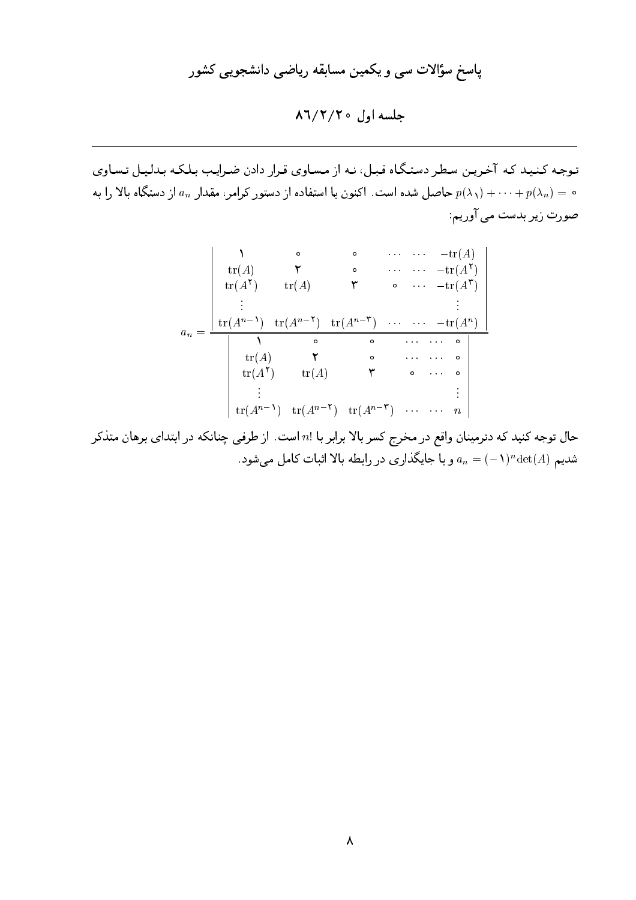پاسخ سؤالات سی و یکمین مسابقه ریاضی دانشجویی کشور

جلسه اول ۸۶/۲/۲۰

---

توجه کنید که آخرین سطر دستگاه قبل، نه از مساوی قرار دادن ضرایب بلکه بدلیل تساوی $p(\lambda_1) + \cdots + p(\lambda_n) = 0$ حاصل شده است. اکنون با استفاده از دستور کرامر، مقدار $a_n$ از دستگاه بالا را به صورت زیر بدست می آوریم:

$$a_n = \frac{\begin{vmatrix} 1 & 0 & 0 & \cdots & \cdots & -\mathrm{tr}(A) \\ \mathrm{tr}(A) & 2 & 0 & \cdots & \cdots & -\mathrm{tr}(A^2) \\ \mathrm{tr}(A^2) & \mathrm{tr}(A) & 3 & 0 & \cdots & -\mathrm{tr}(A^3) \\ \vdots & & & & & \vdots \\ \mathrm{tr}(A^{n-1}) & \mathrm{tr}(A^{n-2}) & \mathrm{tr}(A^{n-3}) & \cdots & \cdots & -\mathrm{tr}(A^n) \end{vmatrix}}{\begin{vmatrix} 1 & 0 & 0 & \cdots & \cdots & 0 \\ \mathrm{tr}(A) & 2 & 0 & \cdots & \cdots & 0 \\ \mathrm{tr}(A^2) & \mathrm{tr}(A) & 3 & 0 & \cdots & 0 \\ \vdots & & & & & \vdots \\ \mathrm{tr}(A^{n-1}) & \mathrm{tr}(A^{n-2}) & \mathrm{tr}(A^{n-3}) & \cdots & \cdots & n \end{vmatrix}}$$

حال توجه کنید که دترمینان واقع در مخرج کسر بالا برابر با $n!$ است. از طرفی چنانکه در ابتدای برهان متذکر شدیم $a_n = (-1)^n \det(A)$ و با جایگذاری در رابطه بالا اثبات کامل می‌شود.